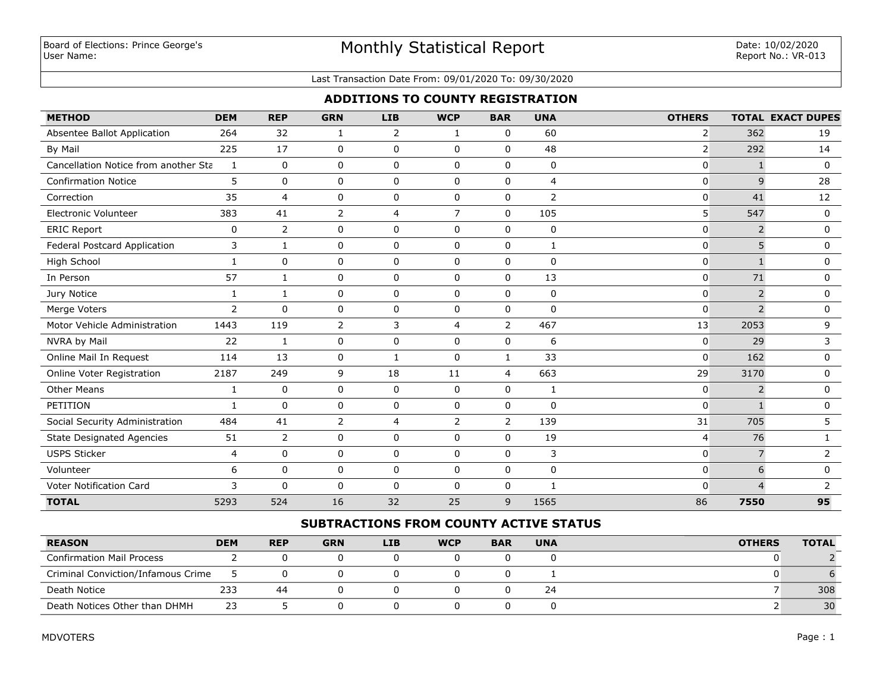Board of Elections: Prince George's
User Name:

# Monthly Statistical Report

Date: 10/02/2020
Report No.: VR-013

Last Transaction Date From: 09/01/2020 To: 09/30/2020

## ADDITIONS TO COUNTY REGISTRATION

| METHOD | DEM | REP | GRN | LIB | WCP | BAR | UNA | OTHERS | TOTAL | EXACT DUPES |
|---|---|---|---|---|---|---|---|---|---|---|
| Absentee Ballot Application | 264 | 32 | 1 | 2 | 1 | 0 | 60 | 2 | 362 | 19 |
| By Mail | 225 | 17 | 0 | 0 | 0 | 0 | 48 | 2 | 292 | 14 |
| Cancellation Notice from another Sta | 1 | 0 | 0 | 0 | 0 | 0 | 0 | 0 | 1 | 0 |
| Confirmation Notice | 5 | 0 | 0 | 0 | 0 | 0 | 4 | 0 | 9 | 28 |
| Correction | 35 | 4 | 0 | 0 | 0 | 0 | 2 | 0 | 41 | 12 |
| Electronic Volunteer | 383 | 41 | 2 | 4 | 7 | 0 | 105 | 5 | 547 | 0 |
| ERIC Report | 0 | 2 | 0 | 0 | 0 | 0 | 0 | 0 | 2 | 0 |
| Federal Postcard Application | 3 | 1 | 0 | 0 | 0 | 0 | 1 | 0 | 5 | 0 |
| High School | 1 | 0 | 0 | 0 | 0 | 0 | 0 | 0 | 1 | 0 |
| In Person | 57 | 1 | 0 | 0 | 0 | 0 | 13 | 0 | 71 | 0 |
| Jury Notice | 1 | 1 | 0 | 0 | 0 | 0 | 0 | 0 | 2 | 0 |
| Merge Voters | 2 | 0 | 0 | 0 | 0 | 0 | 0 | 0 | 2 | 0 |
| Motor Vehicle Administration | 1443 | 119 | 2 | 3 | 4 | 2 | 467 | 13 | 2053 | 9 |
| NVRA by Mail | 22 | 1 | 0 | 0 | 0 | 0 | 6 | 0 | 29 | 3 |
| Online Mail In Request | 114 | 13 | 0 | 1 | 0 | 1 | 33 | 0 | 162 | 0 |
| Online Voter Registration | 2187 | 249 | 9 | 18 | 11 | 4 | 663 | 29 | 3170 | 0 |
| Other Means | 1 | 0 | 0 | 0 | 0 | 0 | 1 | 0 | 2 | 0 |
| PETITION | 1 | 0 | 0 | 0 | 0 | 0 | 0 | 0 | 1 | 0 |
| Social Security Administration | 484 | 41 | 2 | 4 | 2 | 2 | 139 | 31 | 705 | 5 |
| State Designated Agencies | 51 | 2 | 0 | 0 | 0 | 0 | 19 | 4 | 76 | 1 |
| USPS Sticker | 4 | 0 | 0 | 0 | 0 | 0 | 3 | 0 | 7 | 2 |
| Volunteer | 6 | 0 | 0 | 0 | 0 | 0 | 0 | 0 | 6 | 0 |
| Voter Notification Card | 3 | 0 | 0 | 0 | 0 | 0 | 1 | 0 | 4 | 2 |
| **TOTAL** | 5293 | 524 | 16 | 32 | 25 | 9 | 1565 | 86 | **7550** | **95** |

## SUBTRACTIONS FROM COUNTY ACTIVE STATUS

| REASON | DEM | REP | GRN | LIB | WCP | BAR | UNA | OTHERS | TOTAL |
|---|---|---|---|---|---|---|---|---|---|
| Confirmation Mail Process | 2 | 0 | 0 | 0 | 0 | 0 | 0 | 0 | 2 |
| Criminal Conviction/Infamous Crime | 5 | 0 | 0 | 0 | 0 | 0 | 1 | 0 | 6 |
| Death Notice | 233 | 44 | 0 | 0 | 0 | 0 | 24 | 7 | 308 |
| Death Notices Other than DHMH | 23 | 5 | 0 | 0 | 0 | 0 | 0 | 2 | 30 |

MDVOTERS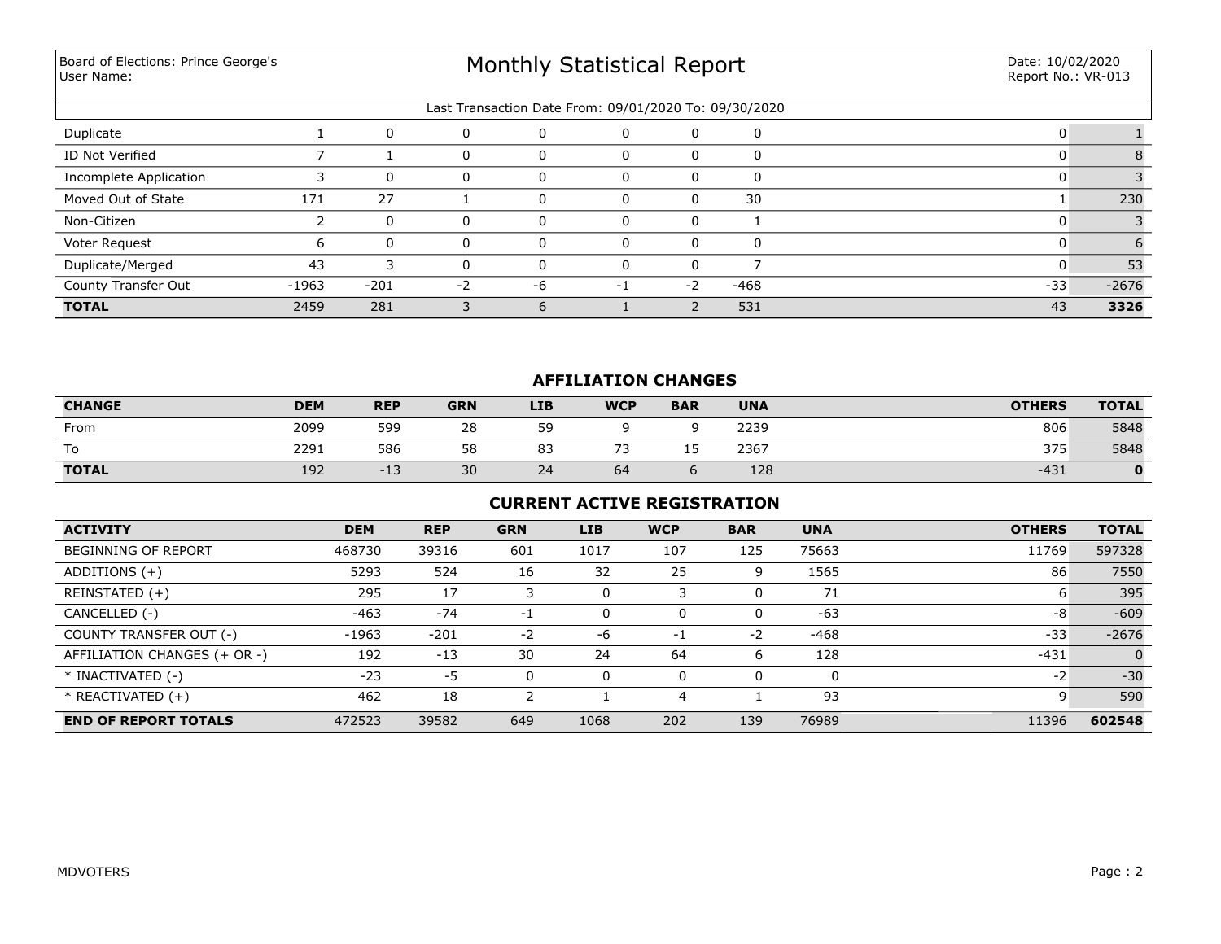Board of Elections: Prince George's
User Name:

# Monthly Statistical Report

Date: 10/02/2020
Report No.: VR-013

Last Transaction Date From: 09/01/2020 To: 09/30/2020

| | | | | | | | | | |
|---|---|---|---|---|---|---|---|---|---|
| Duplicate | 1 | 0 | 0 | 0 | 0 | 0 | 0 | 0 | 1 |
| ID Not Verified | 7 | 1 | 0 | 0 | 0 | 0 | 0 | 0 | 8 |
| Incomplete Application | 3 | 0 | 0 | 0 | 0 | 0 | 0 | 0 | 3 |
| Moved Out of State | 171 | 27 | 1 | 0 | 0 | 0 | 30 | 1 | 230 |
| Non-Citizen | 2 | 0 | 0 | 0 | 0 | 0 | 1 | 0 | 3 |
| Voter Request | 6 | 0 | 0 | 0 | 0 | 0 | 0 | 0 | 6 |
| Duplicate/Merged | 43 | 3 | 0 | 0 | 0 | 0 | 7 | 0 | 53 |
| County Transfer Out | -1963 | -201 | -2 | -6 | -1 | -2 | -468 | -33 | -2676 |
| **TOTAL** | 2459 | 281 | 3 | 6 | 1 | 2 | 531 | 43 | **3326** |

## AFFILIATION CHANGES

| CHANGE | DEM | REP | GRN | LIB | WCP | BAR | UNA | OTHERS | TOTAL |
|---|---|---|---|---|---|---|---|---|---|
| From | 2099 | 599 | 28 | 59 | 9 | 9 | 2239 | 806 | 5848 |
| To | 2291 | 586 | 58 | 83 | 73 | 15 | 2367 | 375 | 5848 |
| **TOTAL** | 192 | -13 | 30 | 24 | 64 | 6 | 128 | -431 | **0** |

## CURRENT ACTIVE REGISTRATION

| ACTIVITY | DEM | REP | GRN | LIB | WCP | BAR | UNA | OTHERS | TOTAL |
|---|---|---|---|---|---|---|---|---|---|
| BEGINNING OF REPORT | 468730 | 39316 | 601 | 1017 | 107 | 125 | 75663 | 11769 | 597328 |
| ADDITIONS (+) | 5293 | 524 | 16 | 32 | 25 | 9 | 1565 | 86 | 7550 |
| REINSTATED (+) | 295 | 17 | 3 | 0 | 3 | 0 | 71 | 6 | 395 |
| CANCELLED (-) | -463 | -74 | -1 | 0 | 0 | 0 | -63 | -8 | -609 |
| COUNTY TRANSFER OUT (-) | -1963 | -201 | -2 | -6 | -1 | -2 | -468 | -33 | -2676 |
| AFFILIATION CHANGES (+ OR -) | 192 | -13 | 30 | 24 | 64 | 6 | 128 | -431 | 0 |
| * INACTIVATED (-) | -23 | -5 | 0 | 0 | 0 | 0 | 0 | -2 | -30 |
| * REACTIVATED (+) | 462 | 18 | 2 | 1 | 4 | 1 | 93 | 9 | 590 |
| **END OF REPORT TOTALS** | 472523 | 39582 | 649 | 1068 | 202 | 139 | 76989 | 11396 | **602548** |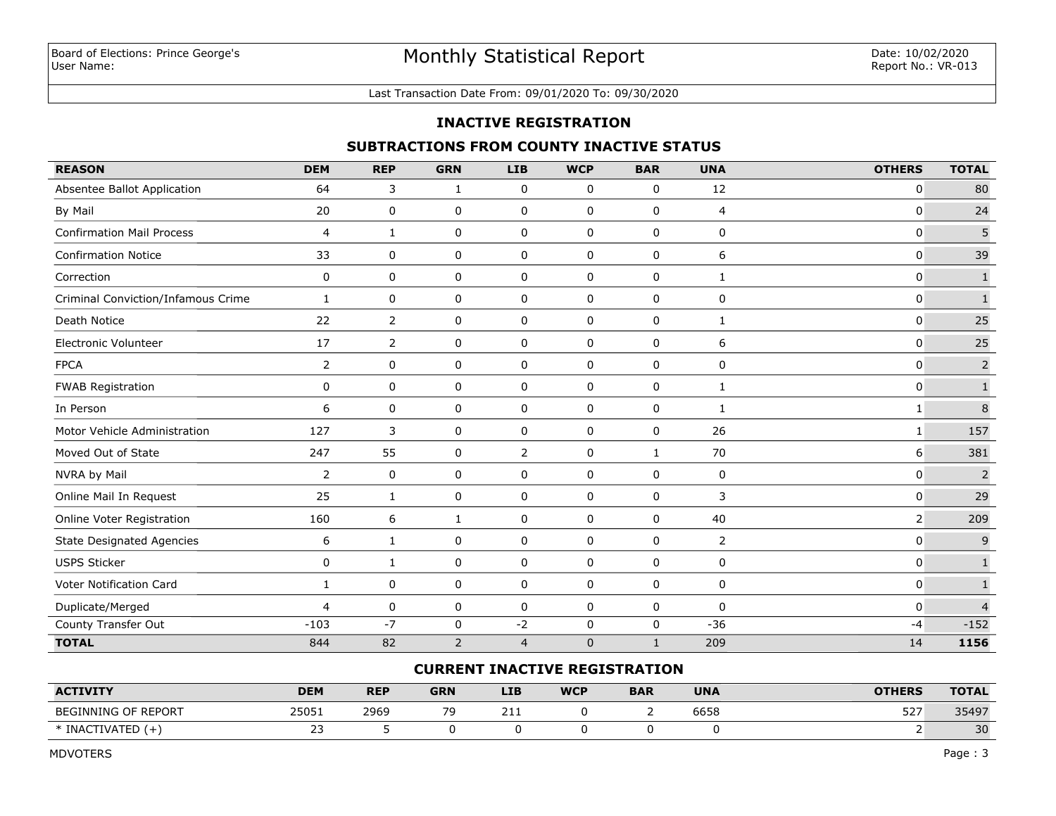Board of Elections: Prince George's
User Name:

# Monthly Statistical Report

Date: 10/02/2020
Report No.: VR-013

Last Transaction Date From: 09/01/2020 To: 09/30/2020

## INACTIVE REGISTRATION

### SUBTRACTIONS FROM COUNTY INACTIVE STATUS

| REASON | DEM | REP | GRN | LIB | WCP | BAR | UNA | OTHERS | TOTAL |
|---|---|---|---|---|---|---|---|---|---|
| Absentee Ballot Application | 64 | 3 | 1 | 0 | 0 | 0 | 12 | 0 | 80 |
| By Mail | 20 | 0 | 0 | 0 | 0 | 0 | 4 | 0 | 24 |
| Confirmation Mail Process | 4 | 1 | 0 | 0 | 0 | 0 | 0 | 0 | 5 |
| Confirmation Notice | 33 | 0 | 0 | 0 | 0 | 0 | 6 | 0 | 39 |
| Correction | 0 | 0 | 0 | 0 | 0 | 0 | 1 | 0 | 1 |
| Criminal Conviction/Infamous Crime | 1 | 0 | 0 | 0 | 0 | 0 | 0 | 0 | 1 |
| Death Notice | 22 | 2 | 0 | 0 | 0 | 0 | 1 | 0 | 25 |
| Electronic Volunteer | 17 | 2 | 0 | 0 | 0 | 0 | 6 | 0 | 25 |
| FPCA | 2 | 0 | 0 | 0 | 0 | 0 | 0 | 0 | 2 |
| FWAB Registration | 0 | 0 | 0 | 0 | 0 | 0 | 1 | 0 | 1 |
| In Person | 6 | 0 | 0 | 0 | 0 | 0 | 1 | 1 | 8 |
| Motor Vehicle Administration | 127 | 3 | 0 | 0 | 0 | 0 | 26 | 1 | 157 |
| Moved Out of State | 247 | 55 | 0 | 2 | 0 | 1 | 70 | 6 | 381 |
| NVRA by Mail | 2 | 0 | 0 | 0 | 0 | 0 | 0 | 0 | 2 |
| Online Mail In Request | 25 | 1 | 0 | 0 | 0 | 0 | 3 | 0 | 29 |
| Online Voter Registration | 160 | 6 | 1 | 0 | 0 | 0 | 40 | 2 | 209 |
| State Designated Agencies | 6 | 1 | 0 | 0 | 0 | 0 | 2 | 0 | 9 |
| USPS Sticker | 0 | 1 | 0 | 0 | 0 | 0 | 0 | 0 | 1 |
| Voter Notification Card | 1 | 0 | 0 | 0 | 0 | 0 | 0 | 0 | 1 |
| Duplicate/Merged | 4 | 0 | 0 | 0 | 0 | 0 | 0 | 0 | 4 |
| County Transfer Out | -103 | -7 | 0 | -2 | 0 | 0 | -36 | -4 | -152 |
| **TOTAL** | 844 | 82 | 2 | 4 | 0 | 1 | 209 | 14 | **1156** |

### CURRENT INACTIVE REGISTRATION

| ACTIVITY | DEM | REP | GRN | LIB | WCP | BAR | UNA | OTHERS | TOTAL |
|---|---|---|---|---|---|---|---|---|---|
| BEGINNING OF REPORT | 25051 | 2969 | 79 | 211 | 0 | 2 | 6658 | 527 | 35497 |
| * INACTIVATED (+) | 23 | 5 | 0 | 0 | 0 | 0 | 0 | 2 | 30 |

MDVOTERS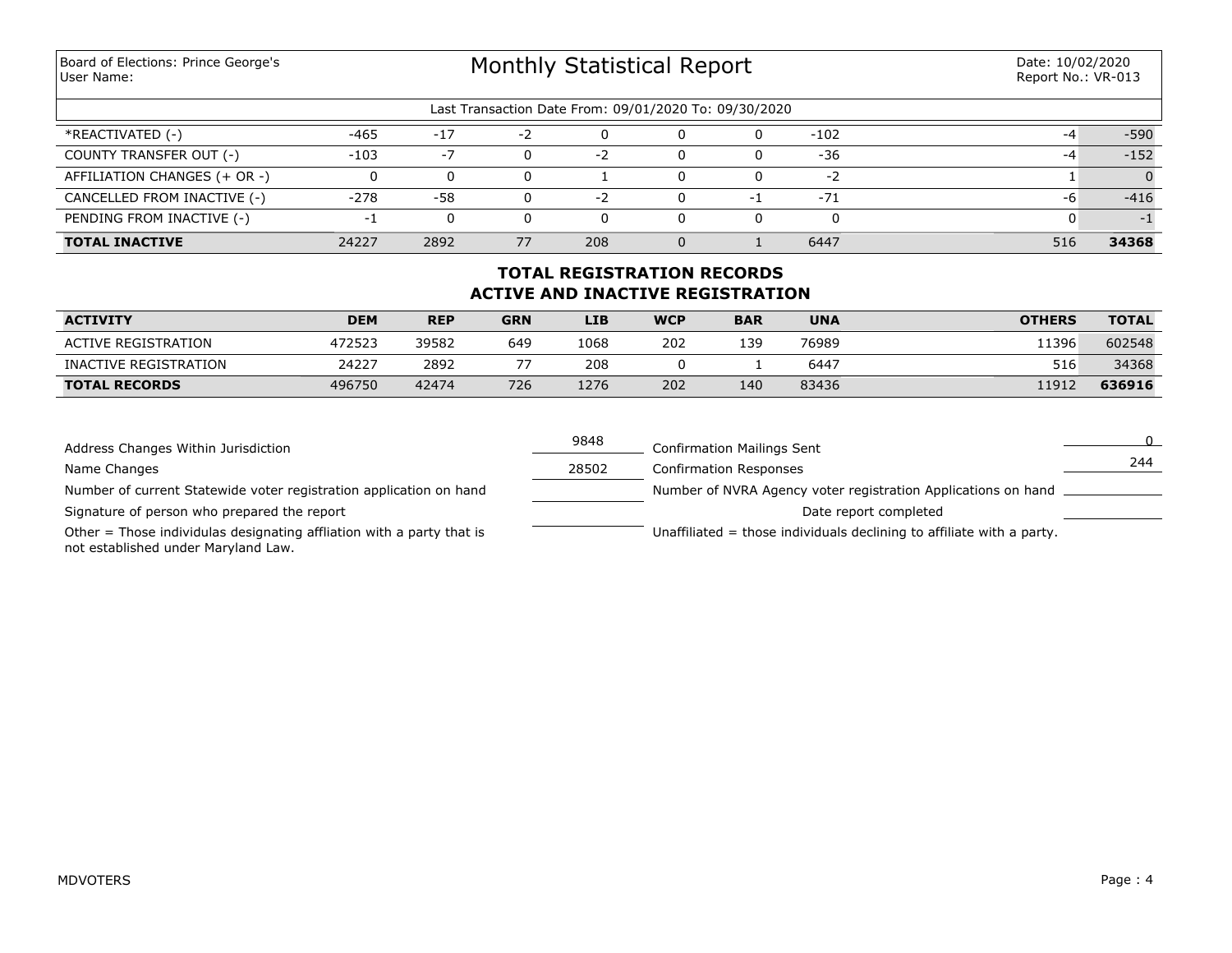Board of Elections: Prince George's
User Name:

# Monthly Statistical Report

Date: 10/02/2020
Report No.: VR-013

Last Transaction Date From: 09/01/2020 To: 09/30/2020

| | | | | | | | | | |
|---|---|---|---|---|---|---|---|---|---|
| *REACTIVATED (-) | -465 | -17 | -2 | 0 | 0 | 0 | -102 | -4 | -590 |
| COUNTY TRANSFER OUT (-) | -103 | -7 | 0 | -2 | 0 | 0 | -36 | -4 | -152 |
| AFFILIATION CHANGES (+ OR -) | 0 | 0 | 0 | 1 | 0 | 0 | -2 | 1 | 0 |
| CANCELLED FROM INACTIVE (-) | -278 | -58 | 0 | -2 | 0 | -1 | -71 | -6 | -416 |
| PENDING FROM INACTIVE (-) | -1 | 0 | 0 | 0 | 0 | 0 | 0 | 0 | -1 |
| **TOTAL INACTIVE** | 24227 | 2892 | 77 | 208 | 0 | 1 | 6447 | 516 | **34368** |

## TOTAL REGISTRATION RECORDS
## ACTIVE AND INACTIVE REGISTRATION

| ACTIVITY | DEM | REP | GRN | LIB | WCP | BAR | UNA | OTHERS | TOTAL |
|---|---|---|---|---|---|---|---|---|---|
| ACTIVE REGISTRATION | 472523 | 39582 | 649 | 1068 | 202 | 139 | 76989 | 11396 | 602548 |
| INACTIVE REGISTRATION | 24227 | 2892 | 77 | 208 | 0 | 1 | 6447 | 516 | 34368 |
| **TOTAL RECORDS** | 496750 | 42474 | 726 | 1276 | 202 | 140 | 83436 | 11912 | **636916** |

Address Changes Within Jurisdiction: 9848

Name Changes: 28502

Number of current Statewide voter registration application on hand: 

Signature of person who prepared the report: 

Other = Those individulas designating affliation with a party that is not established under Maryland Law.

Confirmation Mailings Sent: 0

Confirmation Responses: 244

Number of NVRA Agency voter registration Applications on hand: 

Date report completed: 

Unaffiliated = those individuals declining to affiliate with a party.

MDVOTERS